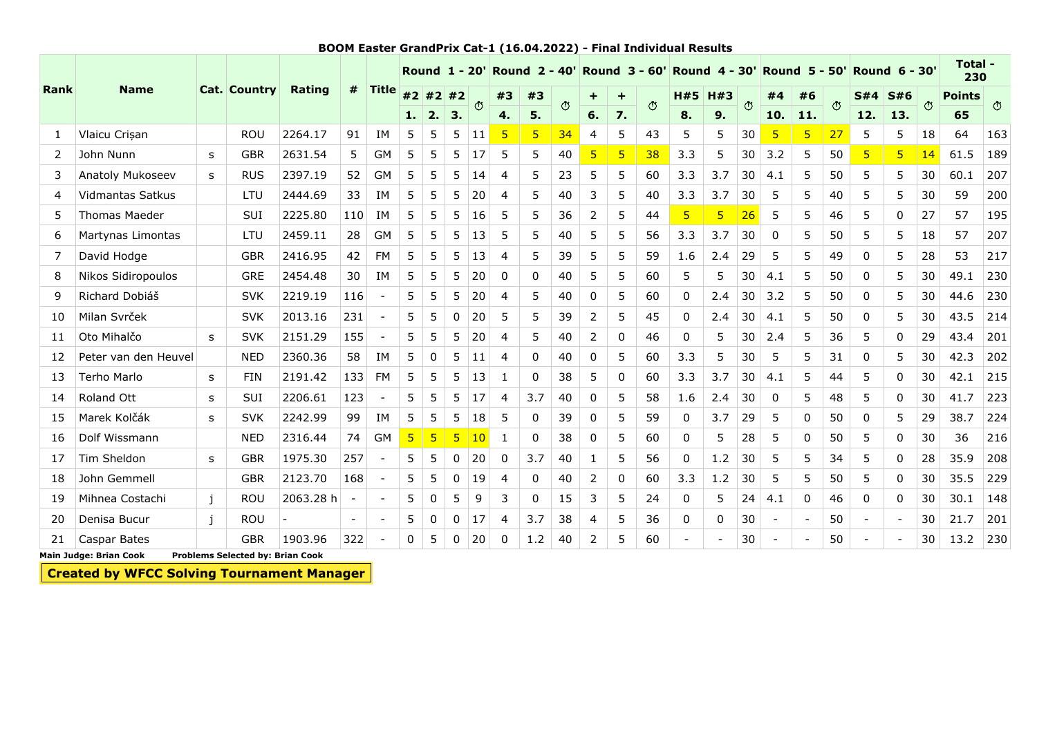**BOOM Easter GrandPrix Cat-1 (16.04.2022) - Final Individual Results**

| Rank | Name | Cat. | Country | Rating | # | Title | Round 1 - 20' | | | | Round 2 - 40' | | | Round 3 - 60' | | | Round 4 - 30' | | | Round 5 - 50' | | | Round 6 - 30' | | | Total - 230 | |
|---|---|---|---|---|---|---|---|---|---|---|---|---|---|---|---|---|---|---|---|---|---|---|---|---|---|---|---|
| | | | | | | | #2 | #2 | #2 | ⏱ | #3 | #3 | ⏱ | + | + | ⏱ | H#5 | H#3 | ⏱ | #4 | #6 | ⏱ | S#4 | S#6 | ⏱ | Points | ⏱ |
| | | | | | | | 1. | 2. | 3. | | 4. | 5. | | 6. | 7. | | 8. | 9. | | 10. | 11. | | 12. | 13. | | 65 | |
| 1 | Vlaicu Crișan | | ROU | 2264.17 | 91 | IM | 5 | 5 | 5 | 11 | 5 | 5 | 34 | 4 | 5 | 43 | 5 | 5 | 30 | 5 | 5 | 27 | 5 | 5 | 18 | 64 | 163 |
| 2 | John Nunn | s | GBR | 2631.54 | 5 | GM | 5 | 5 | 5 | 17 | 5 | 5 | 40 | 5 | 5 | 38 | 3.3 | 5 | 30 | 3.2 | 5 | 50 | 5 | 5 | 14 | 61.5 | 189 |
| 3 | Anatoly Mukoseev | s | RUS | 2397.19 | 52 | GM | 5 | 5 | 5 | 14 | 4 | 5 | 23 | 5 | 5 | 60 | 3.3 | 3.7 | 30 | 4.1 | 5 | 50 | 5 | 5 | 30 | 60.1 | 207 |
| 4 | Vidmantas Satkus | | LTU | 2444.69 | 33 | IM | 5 | 5 | 5 | 20 | 4 | 5 | 40 | 3 | 5 | 40 | 3.3 | 3.7 | 30 | 5 | 5 | 40 | 5 | 5 | 30 | 59 | 200 |
| 5 | Thomas Maeder | | SUI | 2225.80 | 110 | IM | 5 | 5 | 5 | 16 | 5 | 5 | 36 | 2 | 5 | 44 | 5 | 5 | 26 | 5 | 5 | 46 | 5 | 0 | 27 | 57 | 195 |
| 6 | Martynas Limontas | | LTU | 2459.11 | 28 | GM | 5 | 5 | 5 | 13 | 5 | 5 | 40 | 5 | 5 | 56 | 3.3 | 3.7 | 30 | 0 | 5 | 50 | 5 | 5 | 18 | 57 | 207 |
| 7 | David Hodge | | GBR | 2416.95 | 42 | FM | 5 | 5 | 5 | 13 | 4 | 5 | 39 | 5 | 5 | 59 | 1.6 | 2.4 | 29 | 5 | 5 | 49 | 0 | 5 | 28 | 53 | 217 |
| 8 | Nikos Sidiropoulos | | GRE | 2454.48 | 30 | IM | 5 | 5 | 5 | 20 | 0 | 0 | 40 | 5 | 5 | 60 | 5 | 5 | 30 | 4.1 | 5 | 50 | 0 | 5 | 30 | 49.1 | 230 |
| 9 | Richard Dobiáš | | SVK | 2219.19 | 116 | - | 5 | 5 | 5 | 20 | 4 | 5 | 40 | 0 | 5 | 60 | 0 | 2.4 | 30 | 3.2 | 5 | 50 | 0 | 5 | 30 | 44.6 | 230 |
| 10 | Milan Svrček | | SVK | 2013.16 | 231 | - | 5 | 5 | 0 | 20 | 5 | 5 | 39 | 2 | 5 | 45 | 0 | 2.4 | 30 | 4.1 | 5 | 50 | 0 | 5 | 30 | 43.5 | 214 |
| 11 | Oto Mihalčo | s | SVK | 2151.29 | 155 | - | 5 | 5 | 5 | 20 | 4 | 5 | 40 | 2 | 0 | 46 | 0 | 5 | 30 | 2.4 | 5 | 36 | 5 | 0 | 29 | 43.4 | 201 |
| 12 | Peter van den Heuvel | | NED | 2360.36 | 58 | IM | 5 | 0 | 5 | 11 | 4 | 0 | 40 | 0 | 5 | 60 | 3.3 | 5 | 30 | 5 | 5 | 31 | 0 | 5 | 30 | 42.3 | 202 |
| 13 | Terho Marlo | s | FIN | 2191.42 | 133 | FM | 5 | 5 | 5 | 13 | 1 | 0 | 38 | 5 | 0 | 60 | 3.3 | 3.7 | 30 | 4.1 | 5 | 44 | 5 | 0 | 30 | 42.1 | 215 |
| 14 | Roland Ott | s | SUI | 2206.61 | 123 | - | 5 | 5 | 5 | 17 | 4 | 3.7 | 40 | 0 | 5 | 58 | 1.6 | 2.4 | 30 | 0 | 5 | 48 | 5 | 0 | 30 | 41.7 | 223 |
| 15 | Marek Kolčák | s | SVK | 2242.99 | 99 | IM | 5 | 5 | 5 | 18 | 5 | 0 | 39 | 0 | 5 | 59 | 0 | 3.7 | 29 | 5 | 0 | 50 | 0 | 5 | 29 | 38.7 | 224 |
| 16 | Dolf Wissmann | | NED | 2316.44 | 74 | GM | 5 | 5 | 5 | 10 | 1 | 0 | 38 | 0 | 5 | 60 | 0 | 5 | 28 | 5 | 0 | 50 | 5 | 0 | 30 | 36 | 216 |
| 17 | Tim Sheldon | s | GBR | 1975.30 | 257 | - | 5 | 5 | 0 | 20 | 0 | 3.7 | 40 | 1 | 5 | 56 | 0 | 1.2 | 30 | 5 | 5 | 34 | 5 | 0 | 28 | 35.9 | 208 |
| 18 | John Gemmell | | GBR | 2123.70 | 168 | - | 5 | 5 | 0 | 19 | 4 | 0 | 40 | 2 | 0 | 60 | 3.3 | 1.2 | 30 | 5 | 5 | 50 | 5 | 0 | 30 | 35.5 | 229 |
| 19 | Mihnea Costachi | j | ROU | 2063.28 h | - | - | 5 | 0 | 5 | 9 | 3 | 0 | 15 | 3 | 5 | 24 | 0 | 5 | 24 | 4.1 | 0 | 46 | 0 | 0 | 30 | 30.1 | 148 |
| 20 | Denisa Bucur | j | ROU | - | - | - | 5 | 0 | 0 | 17 | 4 | 3.7 | 38 | 4 | 5 | 36 | 0 | 0 | 30 | - | - | 50 | - | - | 30 | 21.7 | 201 |
| 21 | Caspar Bates | | GBR | 1903.96 | 322 | - | 0 | 5 | 0 | 20 | 0 | 1.2 | 40 | 2 | 5 | 60 | - | - | 30 | - | - | 50 | - | - | 30 | 13.2 | 230 |

**Main Judge: Brian Cook** **Problems Selected by: Brian Cook**

**Created by WFCC Solving Tournament Manager**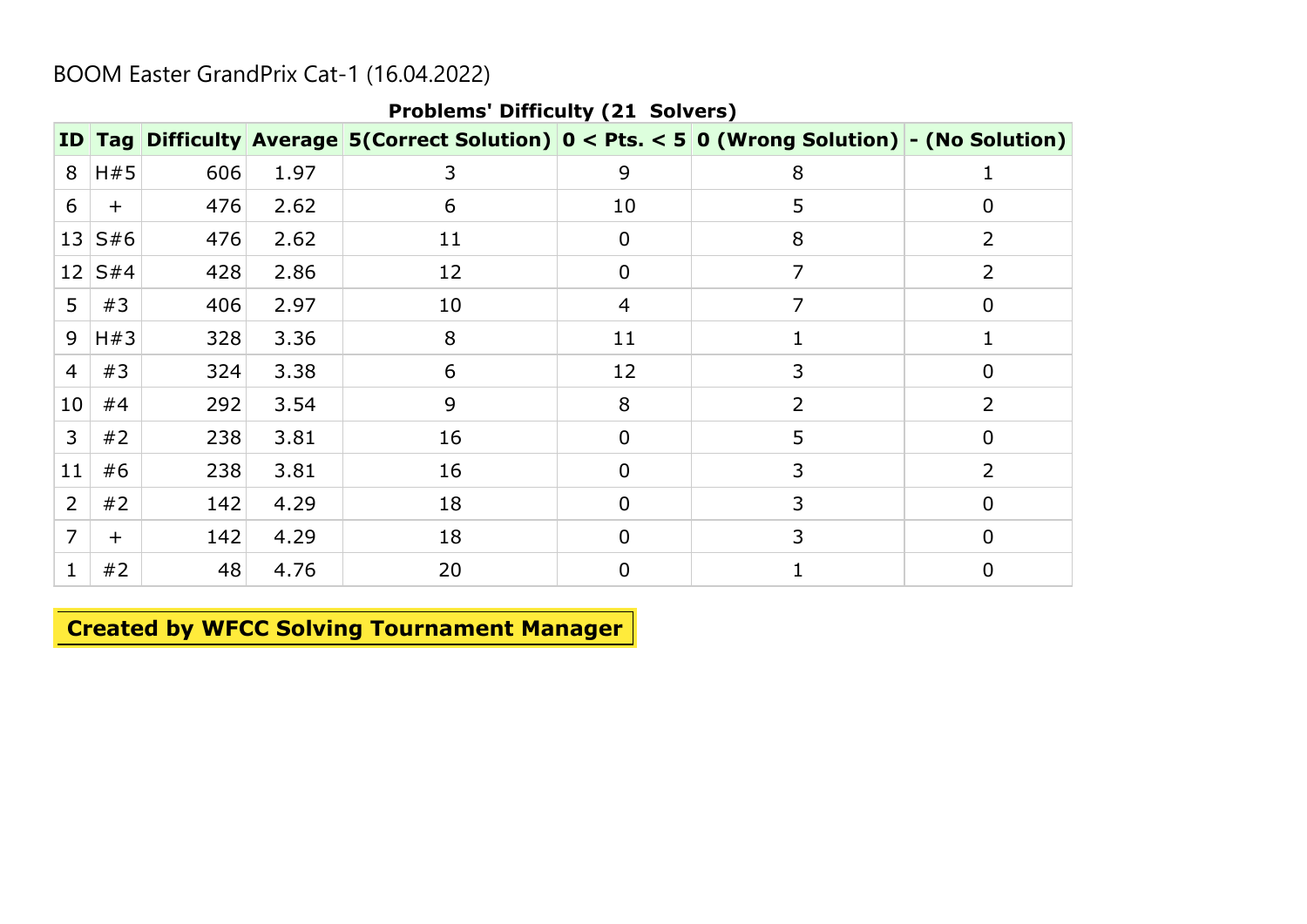BOOM Easter GrandPrix Cat-1 (16.04.2022)

**Problems' Difficulty (21 Solvers)**

| ID | Tag | Difficulty | Average | 5(Correct Solution) | 0 < Pts. < 5 | 0 (Wrong Solution) | - (No Solution) |
|---|---|---|---|---|---|---|---|
| 8 | H#5 | 606 | 1.97 | 3 | 9 | 8 | 1 |
| 6 | + | 476 | 2.62 | 6 | 10 | 5 | 0 |
| 13 | S#6 | 476 | 2.62 | 11 | 0 | 8 | 2 |
| 12 | S#4 | 428 | 2.86 | 12 | 0 | 7 | 2 |
| 5 | #3 | 406 | 2.97 | 10 | 4 | 7 | 0 |
| 9 | H#3 | 328 | 3.36 | 8 | 11 | 1 | 1 |
| 4 | #3 | 324 | 3.38 | 6 | 12 | 3 | 0 |
| 10 | #4 | 292 | 3.54 | 9 | 8 | 2 | 2 |
| 3 | #2 | 238 | 3.81 | 16 | 0 | 5 | 0 |
| 11 | #6 | 238 | 3.81 | 16 | 0 | 3 | 2 |
| 2 | #2 | 142 | 4.29 | 18 | 0 | 3 | 0 |
| 7 | + | 142 | 4.29 | 18 | 0 | 3 | 0 |
| 1 | #2 | 48 | 4.76 | 20 | 0 | 1 | 0 |

**Created by WFCC Solving Tournament Manager**